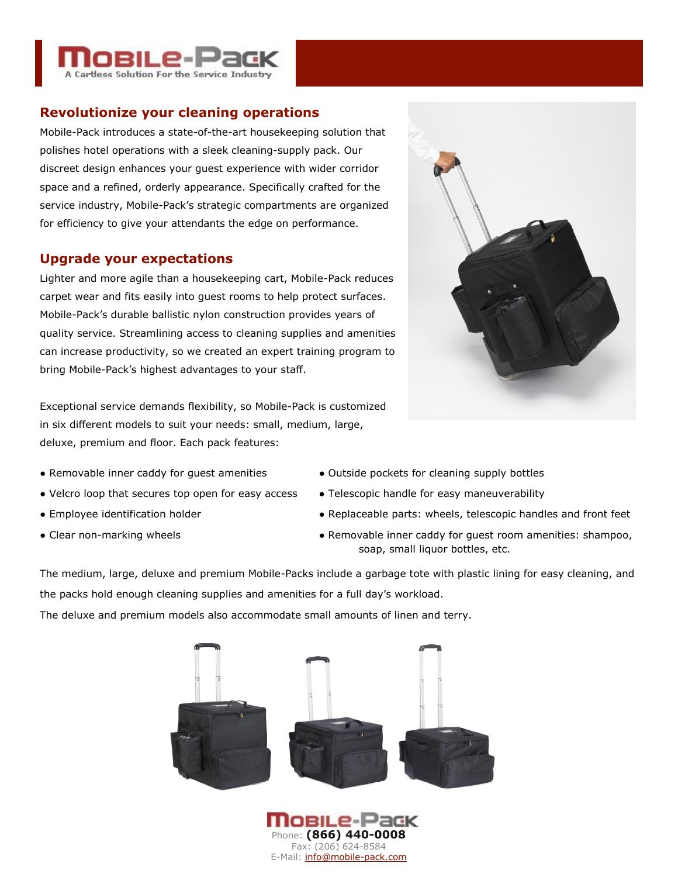# Mobile-Pack

A Cartless Solution For the Service Industry

## Revolutionize your cleaning operations

Mobile-Pack introduces a state-of-the-art housekeeping solution that polishes hotel operations with a sleek cleaning-supply pack. Our discreet design enhances your guest experience with wider corridor space and a refined, orderly appearance. Specifically crafted for the service industry, Mobile-Pack's strategic compartments are organized for efficiency to give your attendants the edge on performance.

## Upgrade your expectations

Lighter and more agile than a housekeeping cart, Mobile-Pack reduces carpet wear and fits easily into guest rooms to help protect surfaces. Mobile-Pack's durable ballistic nylon construction provides years of quality service. Streamlining access to cleaning supplies and amenities can increase productivity, so we created an expert training program to bring Mobile-Pack's highest advantages to your staff.

Exceptional service demands flexibility, so Mobile-Pack is customized in six different models to suit your needs: small, medium, large, deluxe, premium and floor. Each pack features:

- Removable inner caddy for guest amenities
- Velcro loop that secures top open for easy access
- Employee identification holder
- Clear non-marking wheels
- Outside pockets for cleaning supply bottles
- Telescopic handle for easy maneuverability
- Replaceable parts: wheels, telescopic handles and front feet
- Removable inner caddy for guest room amenities: shampoo, soap, small liquor bottles, etc.

The medium, large, deluxe and premium Mobile-Packs include a garbage tote with plastic lining for easy cleaning, and the packs hold enough cleaning supplies and amenities for a full day's workload.

The deluxe and premium models also accommodate small amounts of linen and terry.

Mobile-Pack
Phone: **(866) 440-0008**
Fax: (206) 624-8584
E-Mail: info@mobile-pack.com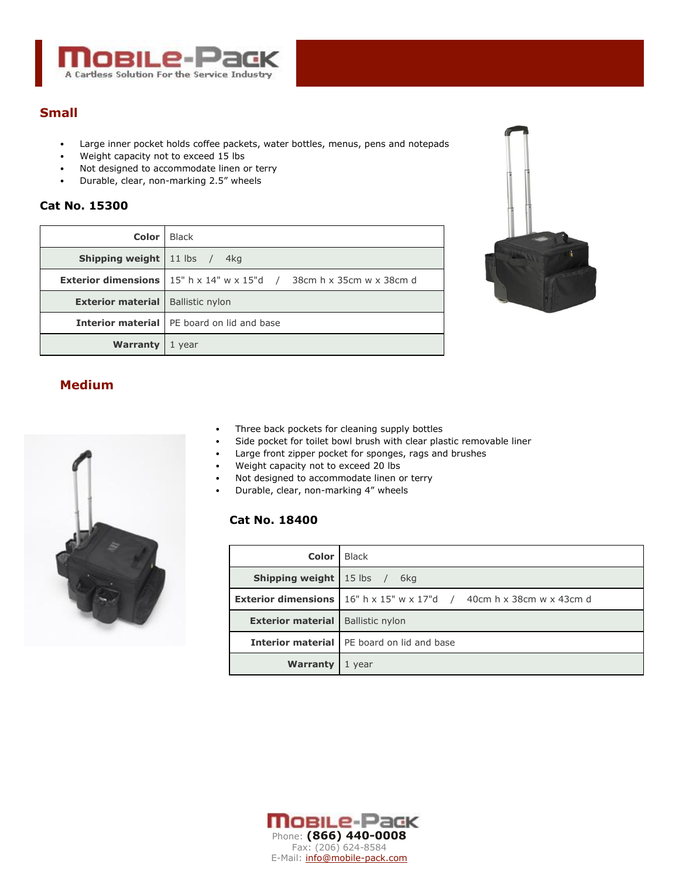## Small

- Large inner pocket holds coffee packets, water bottles, menus, pens and notepads
- Weight capacity not to exceed 15 lbs
- Not designed to accommodate linen or terry
- Durable, clear, non-marking 2.5” wheels

### Cat No. 15300

| | |
|---|---|
| **Color** | Black |
| **Shipping weight** | 11 lbs / 4kg |
| **Exterior dimensions** | 15" h x 14" w x 15"d / 38cm h x 35cm w x 38cm d |
| **Exterior material** | Ballistic nylon |
| **Interior material** | PE board on lid and base |
| **Warranty** | 1 year |

## Medium

- Three back pockets for cleaning supply bottles
- Side pocket for toilet bowl brush with clear plastic removable liner
- Large front zipper pocket for sponges, rags and brushes
- Weight capacity not to exceed 20 lbs
- Not designed to accommodate linen or terry
- Durable, clear, non-marking 4” wheels

### Cat No. 18400

| | |
|---|---|
| **Color** | Black |
| **Shipping weight** | 15 lbs / 6kg |
| **Exterior dimensions** | 16" h x 15" w x 17"d / 40cm h x 38cm w x 43cm d |
| **Exterior material** | Ballistic nylon |
| **Interior material** | PE board on lid and base |
| **Warranty** | 1 year |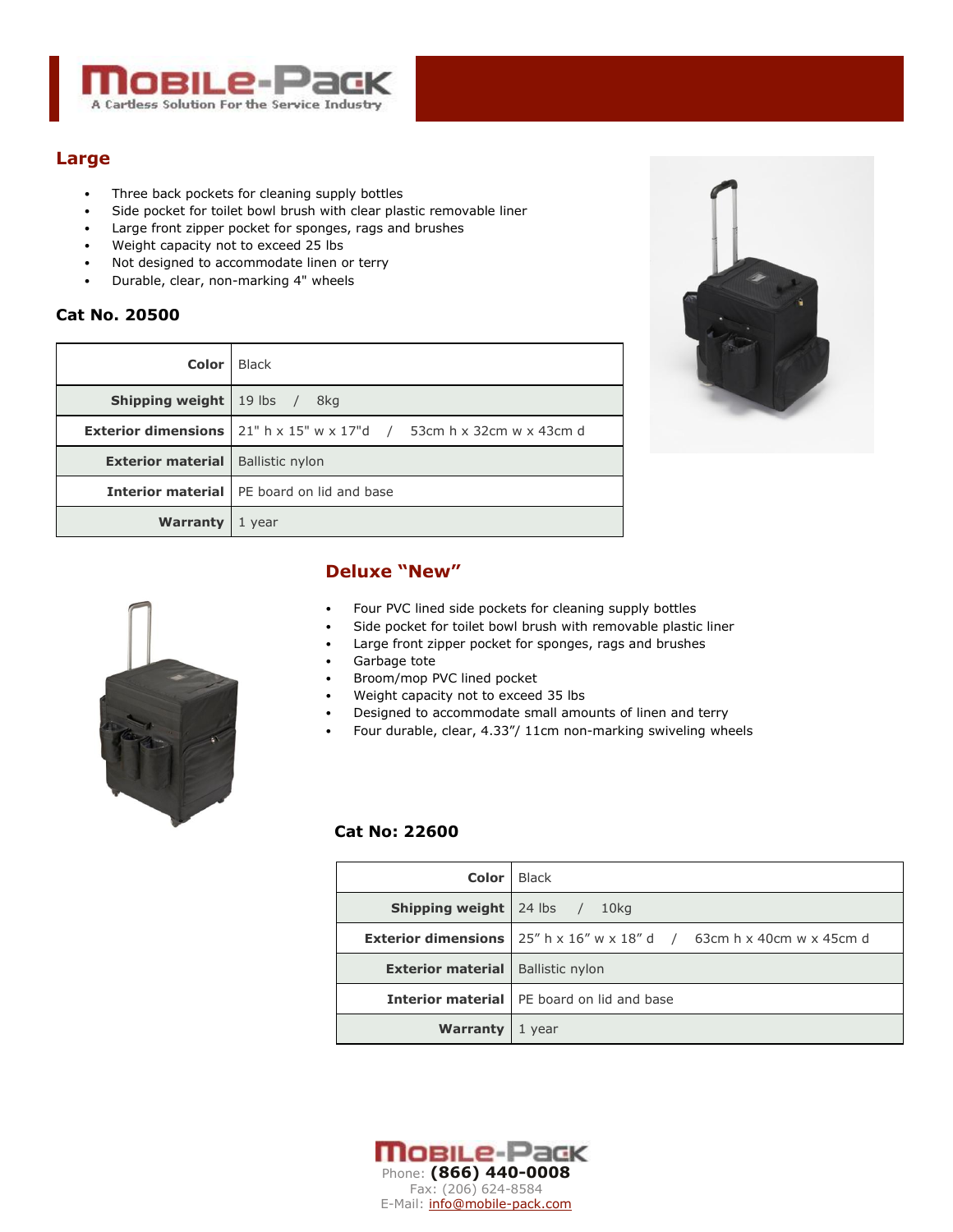## Large

- Three back pockets for cleaning supply bottles
- Side pocket for toilet bowl brush with clear plastic removable liner
- Large front zipper pocket for sponges, rags and brushes
- Weight capacity not to exceed 25 lbs
- Not designed to accommodate linen or terry
- Durable, clear, non-marking 4" wheels

### Cat No. 20500

| | |
|---|---|
| **Color** | Black |
| **Shipping weight** | 19 lbs / 8kg |
| **Exterior dimensions** | 21" h x 15" w x 17"d / 53cm h x 32cm w x 43cm d |
| **Exterior material** | Ballistic nylon |
| **Interior material** | PE board on lid and base |
| **Warranty** | 1 year |

## Deluxe "New"

- Four PVC lined side pockets for cleaning supply bottles
- Side pocket for toilet bowl brush with removable plastic liner
- Large front zipper pocket for sponges, rags and brushes
- Garbage tote
- Broom/mop PVC lined pocket
- Weight capacity not to exceed 35 lbs
- Designed to accommodate small amounts of linen and terry
- Four durable, clear, 4.33"/ 11cm non-marking swiveling wheels

### Cat No: 22600

| | |
|---|---|
| **Color** | Black |
| **Shipping weight** | 24 lbs / 10kg |
| **Exterior dimensions** | 25" h x 16" w x 18" d / 63cm h x 40cm w x 45cm d |
| **Exterior material** | Ballistic nylon |
| **Interior material** | PE board on lid and base |
| **Warranty** | 1 year |

Mobile-Pack
Phone: **(866) 440-0008**
Fax: (206) 624-8584
E-Mail: info@mobile-pack.com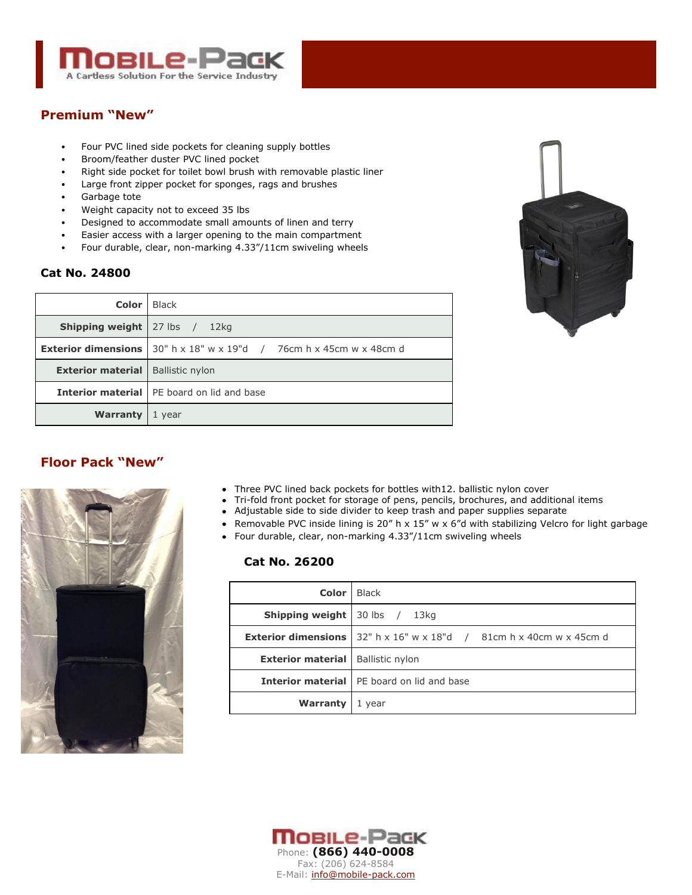# Mobile-Pack

A Cartless Solution For the Service Industry

## Premium "New"

- Four PVC lined side pockets for cleaning supply bottles
- Broom/feather duster PVC lined pocket
- Right side pocket for toilet bowl brush with removable plastic liner
- Large front zipper pocket for sponges, rags and brushes
- Garbage tote
- Weight capacity not to exceed 35 lbs
- Designed to accommodate small amounts of linen and terry
- Easier access with a larger opening to the main compartment
- Four durable, clear, non-marking 4.33"/11cm swiveling wheels

### Cat No. 24800

| | |
|---|---|
| **Color** | Black |
| **Shipping weight** | 27 lbs / 12kg |
| **Exterior dimensions** | 30" h x 18" w x 19"d / 76cm h x 45cm w x 48cm d |
| **Exterior material** | Ballistic nylon |
| **Interior material** | PE board on lid and base |
| **Warranty** | 1 year |

## Floor Pack "New"

- Three PVC lined back pockets for bottles with12. ballistic nylon cover
- Tri-fold front pocket for storage of pens, pencils, brochures, and additional items
- Adjustable side to side divider to keep trash and paper supplies separate
- Removable PVC inside lining is 20" h x 15" w x 6"d with stabilizing Velcro for light garbage
- Four durable, clear, non-marking 4.33"/11cm swiveling wheels

### Cat No. 26200

| | |
|---|---|
| **Color** | Black |
| **Shipping weight** | 30 lbs / 13kg |
| **Exterior dimensions** | 32" h x 16" w x 18"d / 81cm h x 40cm w x 45cm d |
| **Exterior material** | Ballistic nylon |
| **Interior material** | PE board on lid and base |
| **Warranty** | 1 year |

Mobile-Pack
Phone: **(866) 440-0008**
Fax: (206) 624-8584
E-Mail: info@mobile-pack.com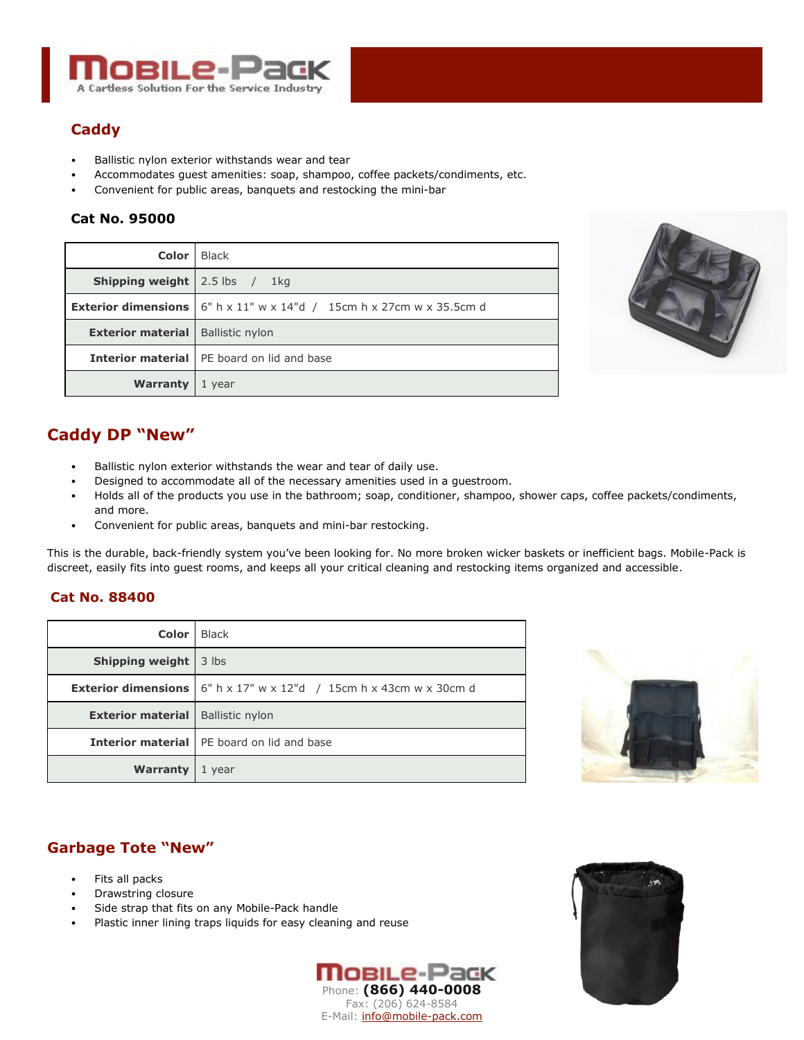# Caddy

- Ballistic nylon exterior withstands wear and tear
- Accommodates guest amenities: soap, shampoo, coffee packets/condiments, etc.
- Convenient for public areas, banquets and restocking the mini-bar

### Cat No. 95000

| | |
|---|---|
| **Color** | Black |
| **Shipping weight** | 2.5 lbs / 1kg |
| **Exterior dimensions** | 6" h x 11" w x 14"d / 15cm h x 27cm w x 35.5cm d |
| **Exterior material** | Ballistic nylon |
| **Interior material** | PE board on lid and base |
| **Warranty** | 1 year |

## Caddy DP "New"

- Ballistic nylon exterior withstands the wear and tear of daily use.
- Designed to accommodate all of the necessary amenities used in a guestroom.
- Holds all of the products you use in the bathroom; soap, conditioner, shampoo, shower caps, coffee packets/condiments, and more.
- Convenient for public areas, banquets and mini-bar restocking.

This is the durable, back-friendly system you've been looking for. No more broken wicker baskets or inefficient bags. Mobile-Pack is discreet, easily fits into guest rooms, and keeps all your critical cleaning and restocking items organized and accessible.

### Cat No. 88400

| | |
|---|---|
| **Color** | Black |
| **Shipping weight** | 3 lbs |
| **Exterior dimensions** | 6" h x 17" w x 12"d / 15cm h x 43cm w x 30cm d |
| **Exterior material** | Ballistic nylon |
| **Interior material** | PE board on lid and base |
| **Warranty** | 1 year |

## Garbage Tote "New"

- Fits all packs
- Drawstring closure
- Side strap that fits on any Mobile-Pack handle
- Plastic inner lining traps liquids for easy cleaning and reuse

Mobile-Pack
Phone: **(866) 440-0008**
Fax: (206) 624-8584
E-Mail: info@mobile-pack.com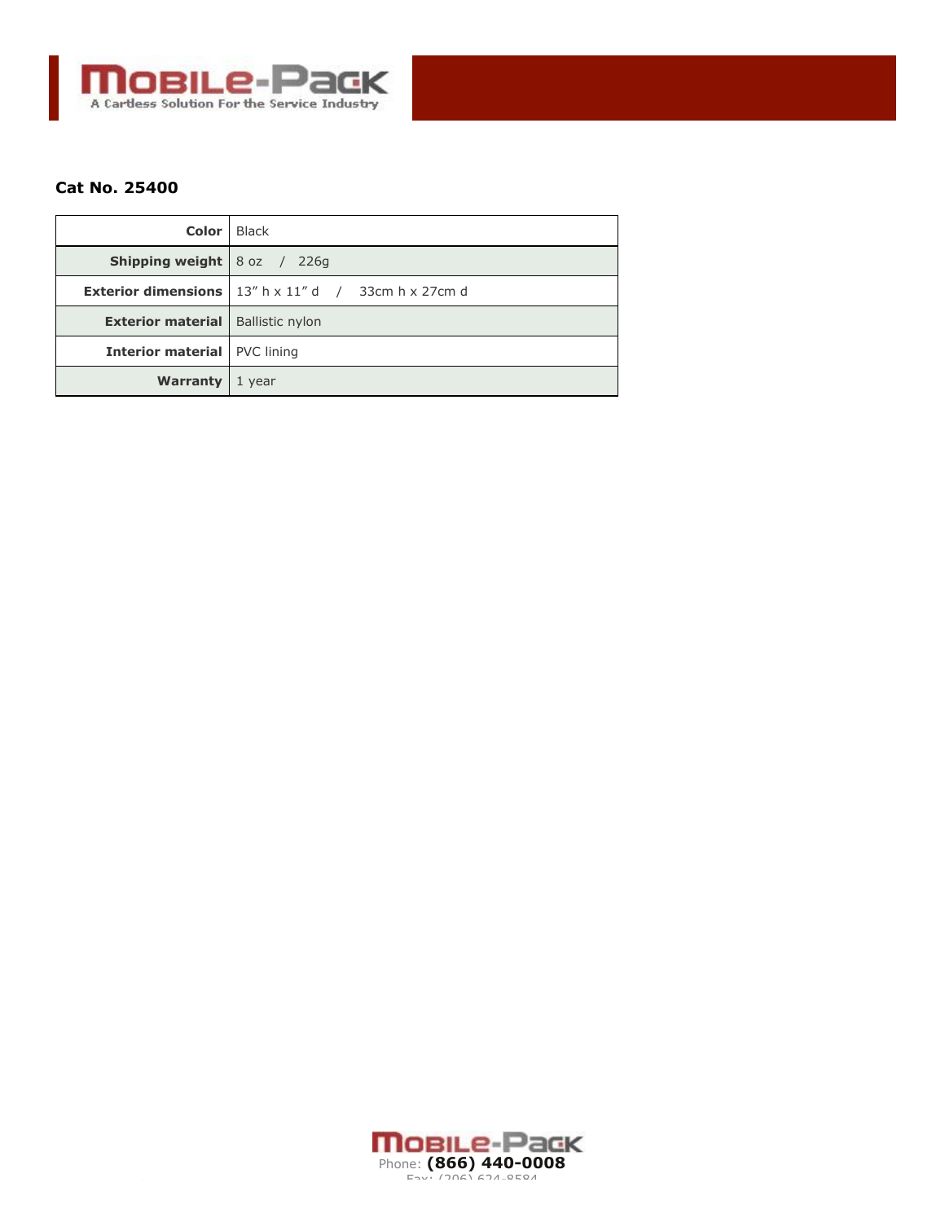**Cat No. 25400**

| | |
|---|---|
| **Color** | Black |
| **Shipping weight** | 8 oz / 226g |
| **Exterior dimensions** | 13” h x 11” d / 33cm h x 27cm d |
| **Exterior material** | Ballistic nylon |
| **Interior material** | PVC lining |
| **Warranty** | 1 year |